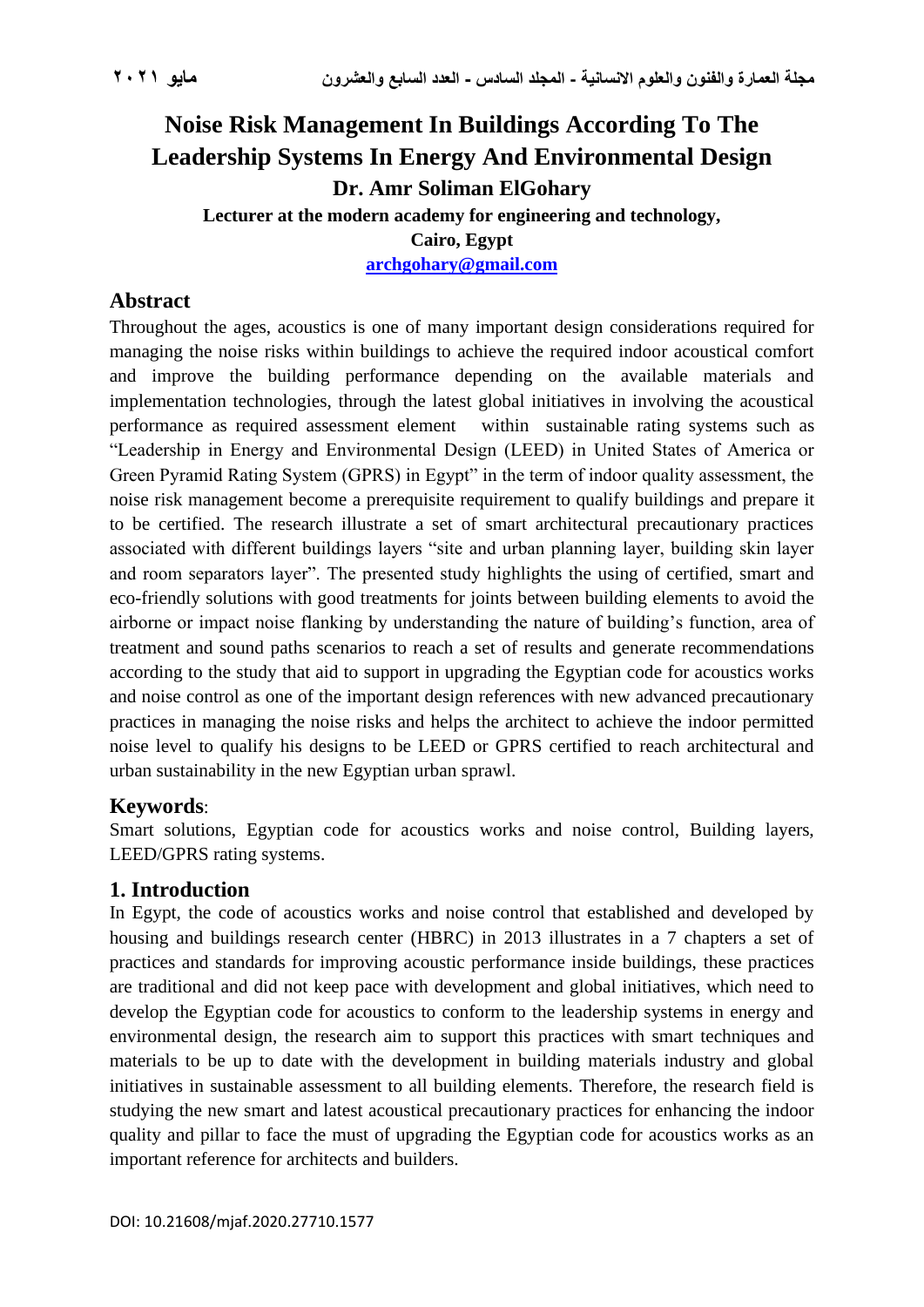# Noise Risk Management In Buildings According To The Leadership Systems In Energy And Environmental Design

**Dr. Amr Soliman ElGohary**

**Lecturer at the modern academy for engineering and technology,**

**Cairo, Egypt**

**archgohary@gmail.com**

## Abstract

Throughout the ages, acoustics is one of many important design considerations required for managing the noise risks within buildings to achieve the required indoor acoustical comfort and improve the building performance depending on the available materials and implementation technologies, through the latest global initiatives in involving the acoustical performance as required assessment element within sustainable rating systems such as "Leadership in Energy and Environmental Design (LEED) in United States of America or Green Pyramid Rating System (GPRS) in Egypt" in the term of indoor quality assessment, the noise risk management become a prerequisite requirement to qualify buildings and prepare it to be certified. The research illustrate a set of smart architectural precautionary practices associated with different buildings layers "site and urban planning layer, building skin layer and room separators layer". The presented study highlights the using of certified, smart and eco-friendly solutions with good treatments for joints between building elements to avoid the airborne or impact noise flanking by understanding the nature of building's function, area of treatment and sound paths scenarios to reach a set of results and generate recommendations according to the study that aid to support in upgrading the Egyptian code for acoustics works and noise control as one of the important design references with new advanced precautionary practices in managing the noise risks and helps the architect to achieve the indoor permitted noise level to qualify his designs to be LEED or GPRS certified to reach architectural and urban sustainability in the new Egyptian urban sprawl.

## Keywords:

Smart solutions, Egyptian code for acoustics works and noise control, Building layers, LEED/GPRS rating systems.

## 1. Introduction

In Egypt, the code of acoustics works and noise control that established and developed by housing and buildings research center (HBRC) in 2013 illustrates in a 7 chapters a set of practices and standards for improving acoustic performance inside buildings, these practices are traditional and did not keep pace with development and global initiatives, which need to develop the Egyptian code for acoustics to conform to the leadership systems in energy and environmental design, the research aim to support this practices with smart techniques and materials to be up to date with the development in building materials industry and global initiatives in sustainable assessment to all building elements. Therefore, the research field is studying the new smart and latest acoustical precautionary practices for enhancing the indoor quality and pillar to face the must of upgrading the Egyptian code for acoustics works as an important reference for architects and builders.

DOI: 10.21608/mjaf.2020.27710.1577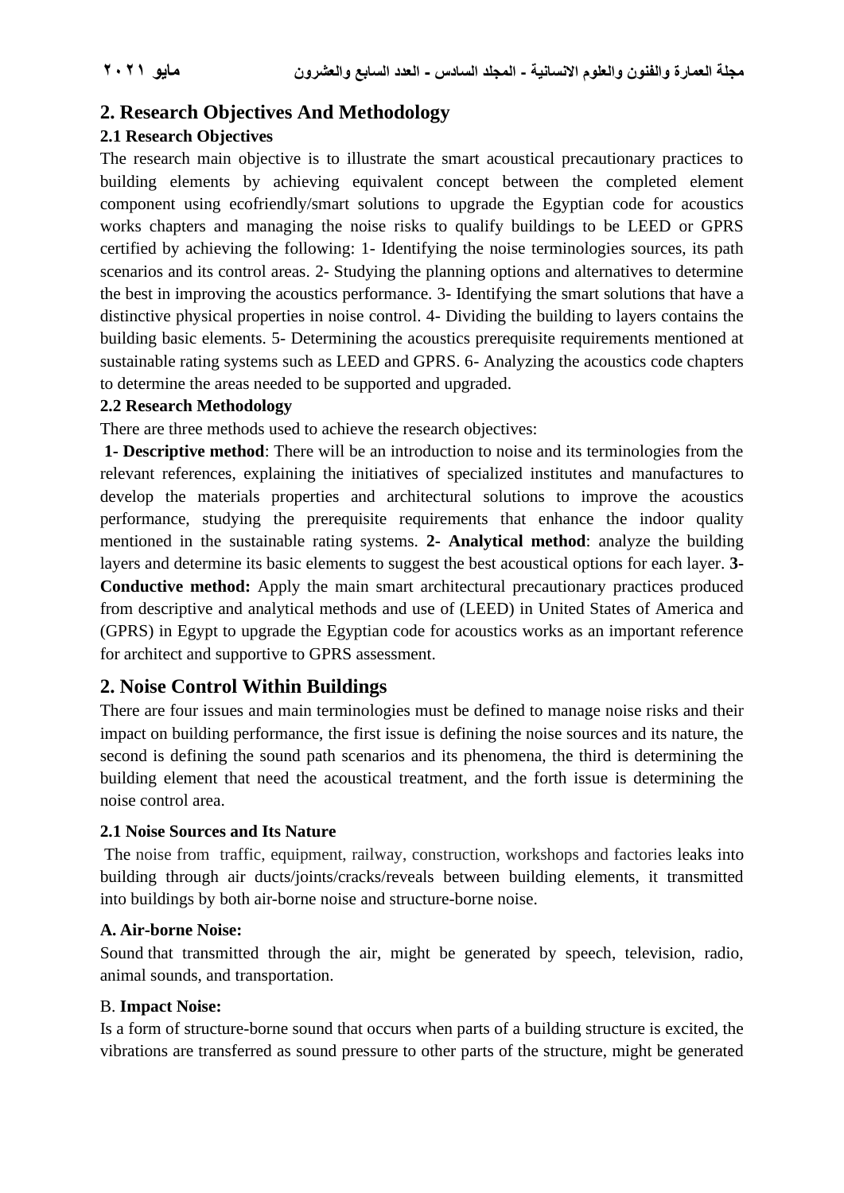## 2. Research Objectives And Methodology

### 2.1 Research Objectives

The research main objective is to illustrate the smart acoustical precautionary practices to building elements by achieving equivalent concept between the completed element component using ecofriendly/smart solutions to upgrade the Egyptian code for acoustics works chapters and managing the noise risks to qualify buildings to be LEED or GPRS certified by achieving the following: 1- Identifying the noise terminologies sources, its path scenarios and its control areas. 2- Studying the planning options and alternatives to determine the best in improving the acoustics performance. 3- Identifying the smart solutions that have a distinctive physical properties in noise control. 4- Dividing the building to layers contains the building basic elements. 5- Determining the acoustics prerequisite requirements mentioned at sustainable rating systems such as LEED and GPRS. 6- Analyzing the acoustics code chapters to determine the areas needed to be supported and upgraded.

### 2.2 Research Methodology

There are three methods used to achieve the research objectives:

**1- Descriptive method**: There will be an introduction to noise and its terminologies from the relevant references, explaining the initiatives of specialized institutes and manufactures to develop the materials properties and architectural solutions to improve the acoustics performance, studying the prerequisite requirements that enhance the indoor quality mentioned in the sustainable rating systems. **2- Analytical method**: analyze the building layers and determine its basic elements to suggest the best acoustical options for each layer. **3- Conductive method:** Apply the main smart architectural precautionary practices produced from descriptive and analytical methods and use of (LEED) in United States of America and (GPRS) in Egypt to upgrade the Egyptian code for acoustics works as an important reference for architect and supportive to GPRS assessment.

## 2. Noise Control Within Buildings

There are four issues and main terminologies must be defined to manage noise risks and their impact on building performance, the first issue is defining the noise sources and its nature, the second is defining the sound path scenarios and its phenomena, the third is determining the building element that need the acoustical treatment, and the forth issue is determining the noise control area.

### 2.1 Noise Sources and Its Nature

The noise from traffic, equipment, railway, construction, workshops and factories leaks into building through air ducts/joints/cracks/reveals between building elements, it transmitted into buildings by both air-borne noise and structure-borne noise.

#### A. Air-borne Noise:

Sound that transmitted through the air, might be generated by speech, television, radio, animal sounds, and transportation.

#### B. Impact Noise:

Is a form of structure-borne sound that occurs when parts of a building structure is excited, the vibrations are transferred as sound pressure to other parts of the structure, might be generated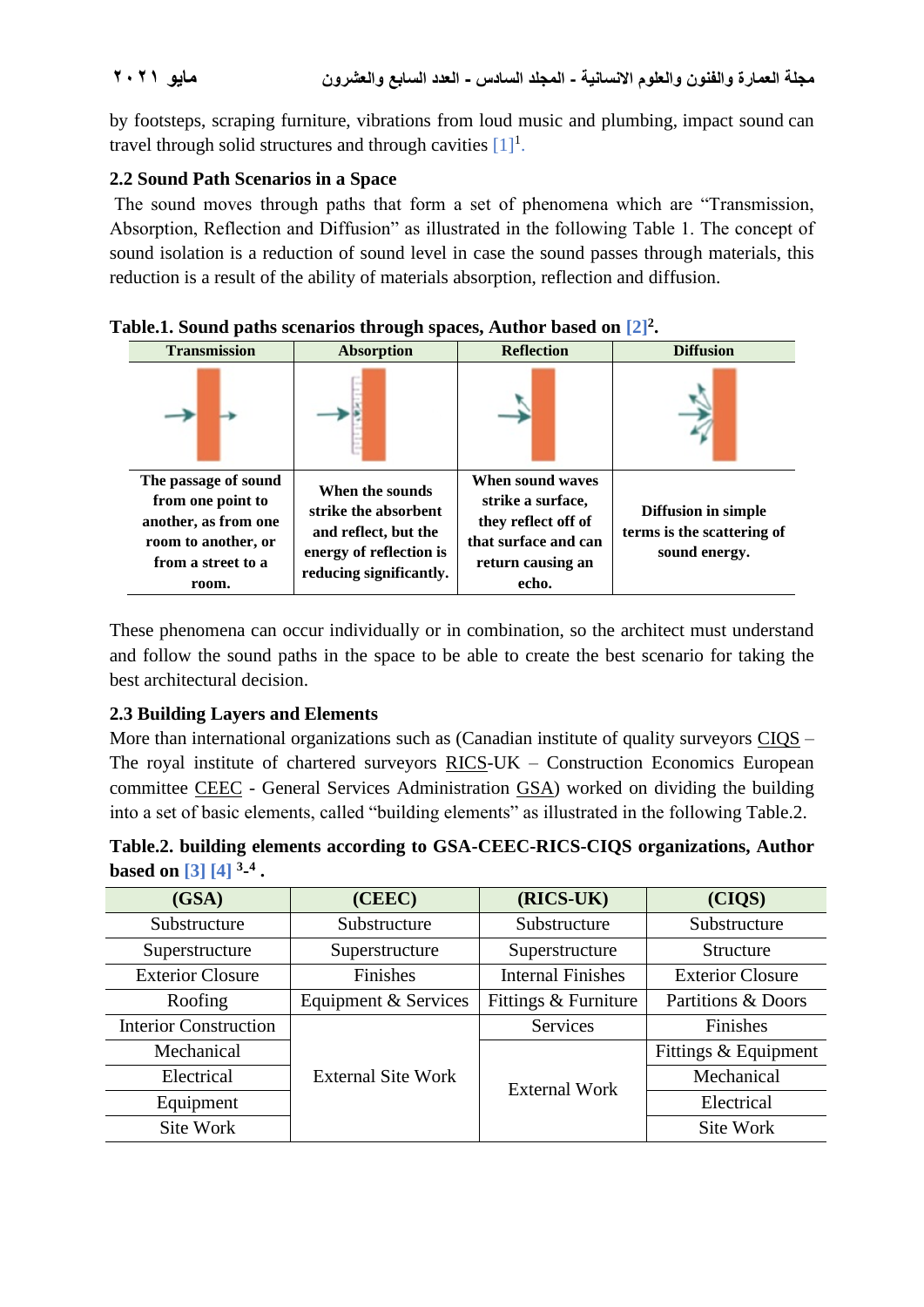by footsteps, scraping furniture, vibrations from loud music and plumbing, impact sound can travel through solid structures and through cavities [1][1].

### 2.2 Sound Path Scenarios in a Space

The sound moves through paths that form a set of phenomena which are "Transmission, Absorption, Reflection and Diffusion" as illustrated in the following Table 1. The concept of sound isolation is a reduction of sound level in case the sound passes through materials, this reduction is a result of the ability of materials absorption, reflection and diffusion.

**Table.1. Sound paths scenarios through spaces, Author based on [2][2].**

| Transmission | Absorption | Reflection | Diffusion |
|---|---|---|---|
| | | | |
| **The passage of sound from one point to another, as from one room to another, or from a street to a room.** | **When the sounds strike the absorbent and reflect, but the energy of reflection is reducing significantly.** | **When sound waves strike a surface, they reflect off of that surface and can return causing an echo.** | **Diffusion in simple terms is the scattering of sound energy.** |

These phenomena can occur individually or in combination, so the architect must understand and follow the sound paths in the space to be able to create the best scenario for taking the best architectural decision.

### 2.3 Building Layers and Elements

More than international organizations such as (Canadian institute of quality surveyors CIQS – The royal institute of chartered surveyors RICS-UK – Construction Economics European committee CEEC - General Services Administration GSA) worked on dividing the building into a set of basic elements, called "building elements" as illustrated in the following Table.2.

**Table.2. building elements according to GSA-CEEC-RICS-CIQS organizations, Author based on [3] [4] [3]-[4] .**

| (GSA) | (CEEC) | (RICS-UK) | (CIQS) |
|---|---|---|---|
| Substructure | Substructure | Substructure | Substructure |
| Superstructure | Superstructure | Superstructure | Structure |
| Exterior Closure | Finishes | Internal Finishes | Exterior Closure |
| Roofing | Equipment & Services | Fittings & Furniture | Partitions & Doors |
| Interior Construction | External Site Work | Services | Finishes |
| Mechanical | | External Work | Fittings & Equipment |
| Electrical | | | Mechanical |
| Equipment | | | Electrical |
| Site Work | | | Site Work |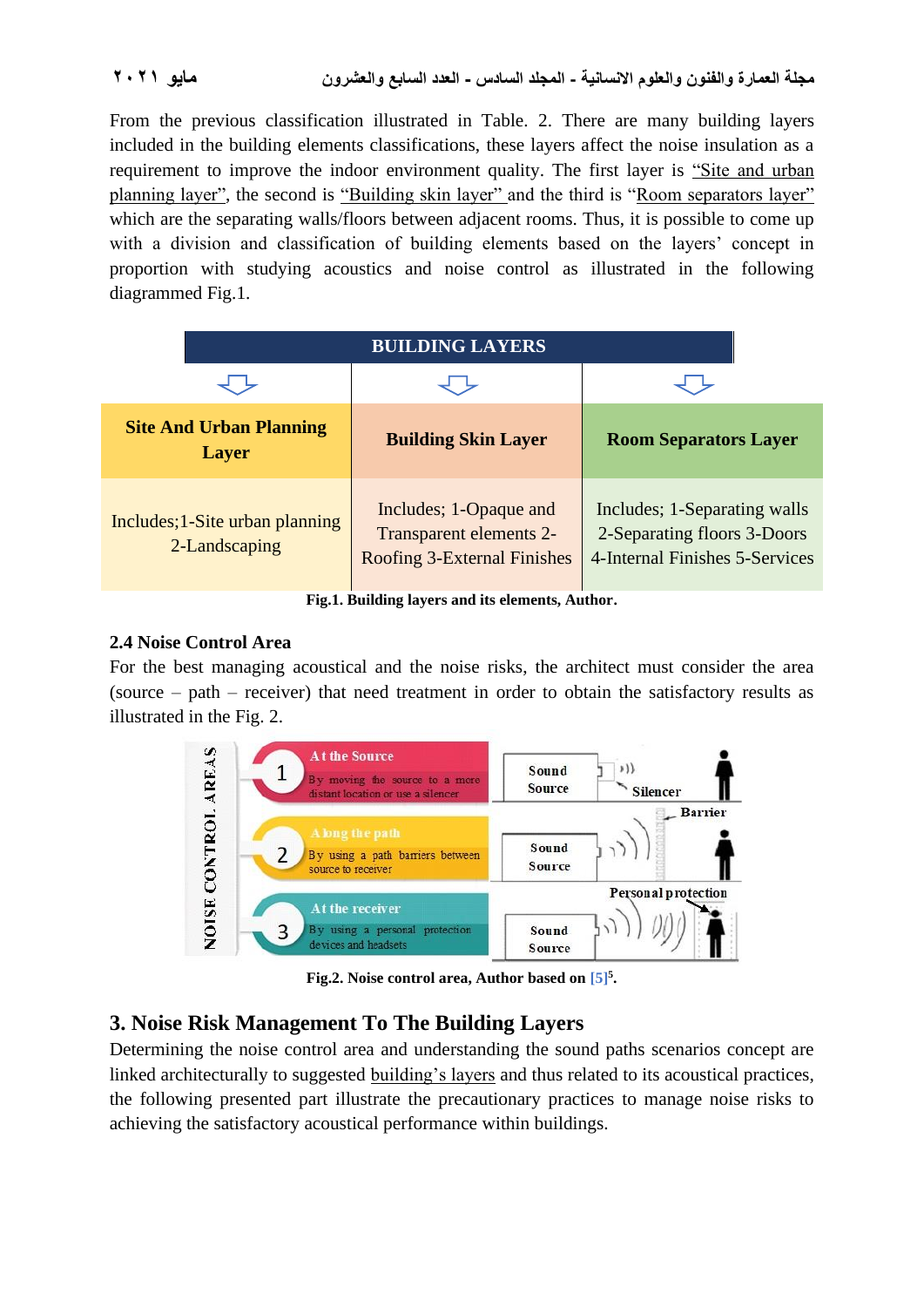From the previous classification illustrated in Table. 2. There are many building layers included in the building elements classifications, these layers affect the noise insulation as a requirement to improve the indoor environment quality. The first layer is "Site and urban planning layer", the second is "Building skin layer" and the third is "Room separators layer" which are the separating walls/floors between adjacent rooms. Thus, it is possible to come up with a division and classification of building elements based on the layers' concept in proportion with studying acoustics and noise control as illustrated in the following diagrammed Fig.1.

| BUILDING LAYERS | | |
|---|---|---|
| **Site And Urban Planning Layer** | **Building Skin Layer** | **Room Separators Layer** |
| Includes;1-Site urban planning 2-Landscaping | Includes; 1-Opaque and Transparent elements 2-Roofing 3-External Finishes | Includes; 1-Separating walls 2-Separating floors 3-Doors 4-Internal Finishes 5-Services |

**Fig.1. Building layers and its elements, Author.**

### 2.4 Noise Control Area

For the best managing acoustical and the noise risks, the architect must consider the area (source – path – receiver) that need treatment in order to obtain the satisfactory results as illustrated in the Fig. 2.

NOISE CONTROL AREAS

1. **At the Source** – By moving the source to a more distant location or use a silencer
2. **Along the path** – By using a path barriers between source to receiver
3. **At the receiver** – By using a personal protection devices and headsets

**Fig.2. Noise control area, Author based on [5][5].**

## 3. Noise Risk Management To The Building Layers

Determining the noise control area and understanding the sound paths scenarios concept are linked architecturally to suggested building's layers and thus related to its acoustical practices, the following presented part illustrate the precautionary practices to manage noise risks to achieving the satisfactory acoustical performance within buildings.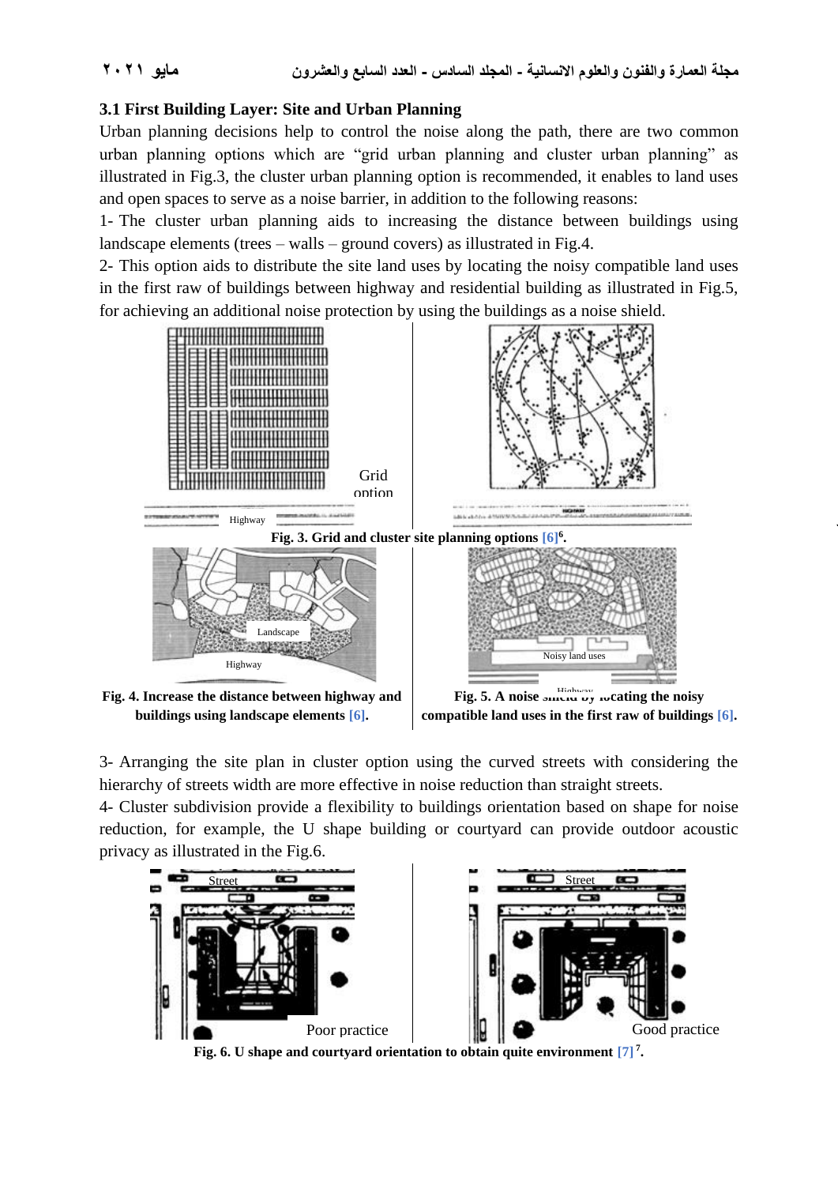### 3.1 First Building Layer: Site and Urban Planning

Urban planning decisions help to control the noise along the path, there are two common urban planning options which are "grid urban planning and cluster urban planning" as illustrated in Fig.3, the cluster urban planning option is recommended, it enables to land uses and open spaces to serve as a noise barrier, in addition to the following reasons:

1- The cluster urban planning aids to increasing the distance between buildings using landscape elements (trees – walls – ground covers) as illustrated in Fig.4.

2- This option aids to distribute the site land uses by locating the noisy compatible land uses in the first raw of buildings between highway and residential building as illustrated in Fig.5, for achieving an additional noise protection by using the buildings as a noise shield.

**Fig. 3. Grid and cluster site planning options [6][6].**

**Fig. 4. Increase the distance between highway and buildings using landscape elements [6].**

**Fig. 5. A noise shield by locating the noisy compatible land uses in the first raw of buildings [6].**

3- Arranging the site plan in cluster option using the curved streets with considering the hierarchy of streets width are more effective in noise reduction than straight streets.

4- Cluster subdivision provide a flexibility to buildings orientation based on shape for noise reduction, for example, the U shape building or courtyard can provide outdoor acoustic privacy as illustrated in the Fig.6.

**Fig. 6. U shape and courtyard orientation to obtain quite environment [7][7].**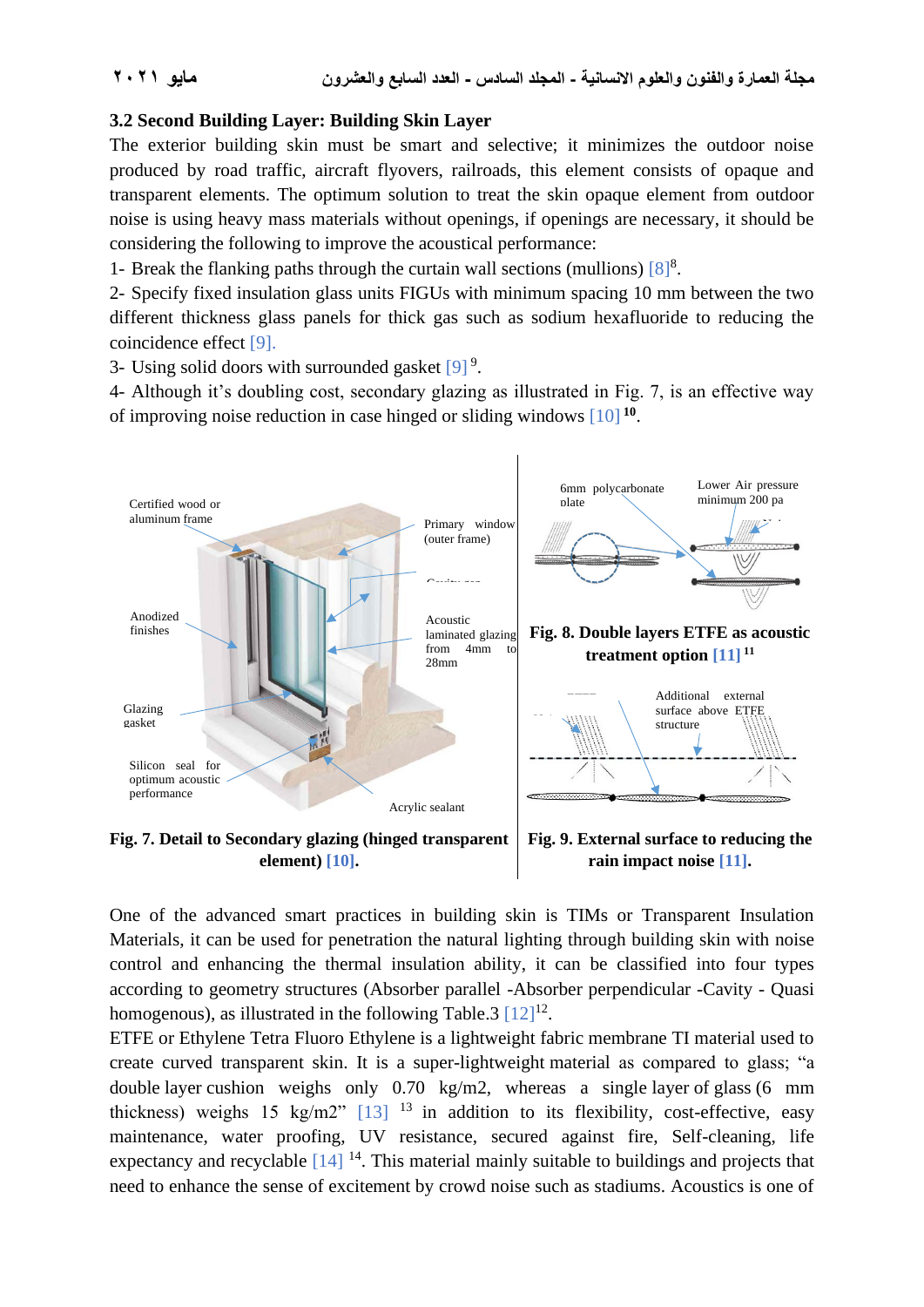### 3.2 Second Building Layer: Building Skin Layer

The exterior building skin must be smart and selective; it minimizes the outdoor noise produced by road traffic, aircraft flyovers, railroads, this element consists of opaque and transparent elements. The optimum solution to treat the skin opaque element from outdoor noise is using heavy mass materials without openings, if openings are necessary, it should be considering the following to improve the acoustical performance:

1- Break the flanking paths through the curtain wall sections (mullions) [8][8].

2- Specify fixed insulation glass units FIGUs with minimum spacing 10 mm between the two different thickness glass panels for thick gas such as sodium hexafluoride to reducing the coincidence effect [9].

3- Using solid doors with surrounded gasket [9] [9].

4- Although it's doubling cost, secondary glazing as illustrated in Fig. 7, is an effective way of improving noise reduction in case hinged or sliding windows [10] [10].

**Fig. 7. Detail to Secondary glazing (hinged transparent element) [10].**

**Fig. 8. Double layers ETFE as acoustic treatment option [11] [11]**

**Fig. 9. External surface to reducing the rain impact noise [11].**

One of the advanced smart practices in building skin is TIMs or Transparent Insulation Materials, it can be used for penetration the natural lighting through building skin with noise control and enhancing the thermal insulation ability, it can be classified into four types according to geometry structures (Absorber parallel -Absorber perpendicular -Cavity - Quasi homogenous), as illustrated in the following Table.3 [12][12].

ETFE or Ethylene Tetra Fluoro Ethylene is a lightweight fabric membrane TI material used to create curved transparent skin. It is a super-lightweight material as compared to glass; "a double layer cushion weighs only 0.70 kg/m2, whereas a single layer of glass (6 mm thickness) weighs 15 kg/m2" [13] [13] in addition to its flexibility, cost-effective, easy maintenance, water proofing, UV resistance, secured against fire, Self-cleaning, life expectancy and recyclable [14] [14]. This material mainly suitable to buildings and projects that need to enhance the sense of excitement by crowd noise such as stadiums. Acoustics is one of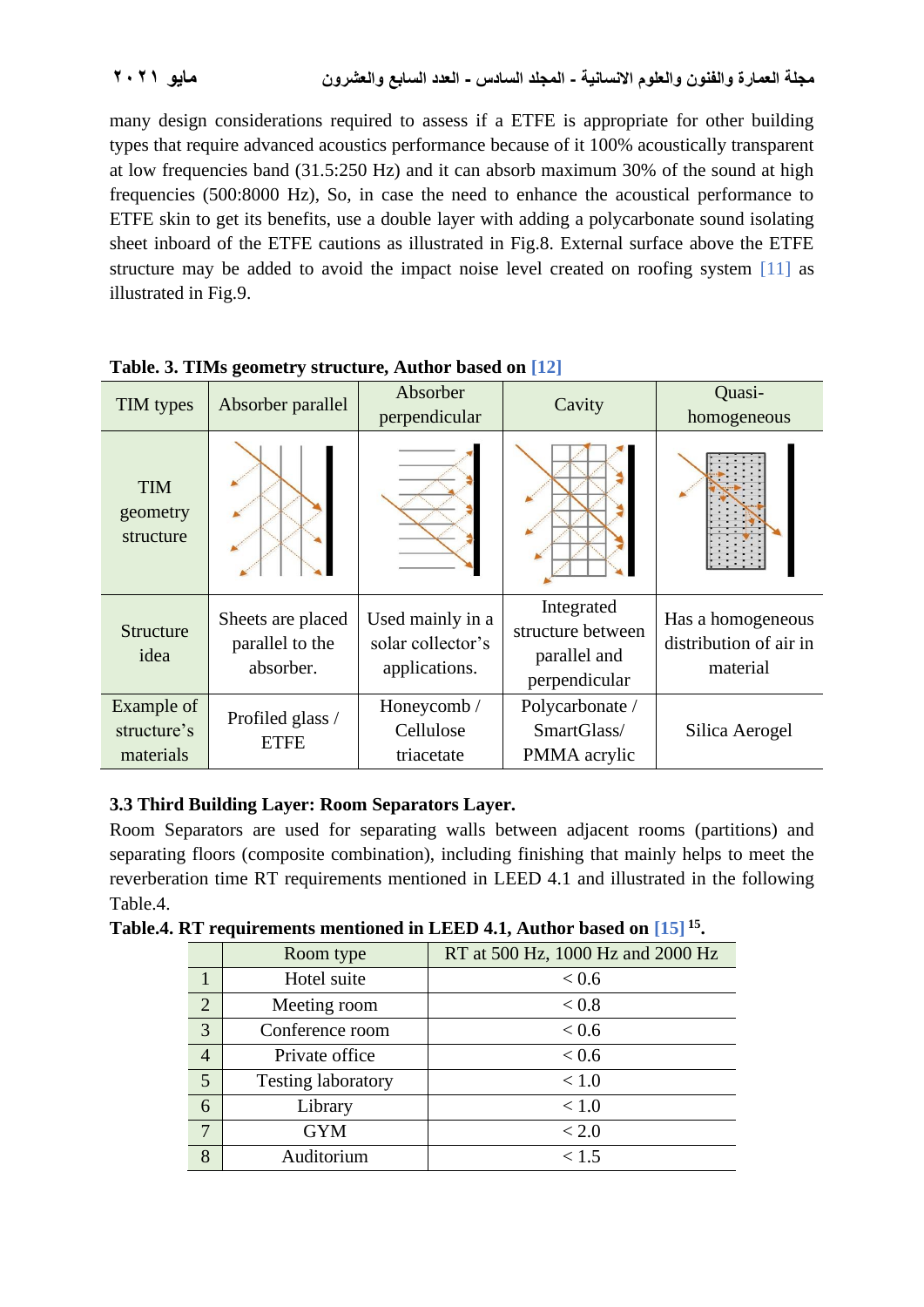many design considerations required to assess if a ETFE is appropriate for other building types that require advanced acoustics performance because of it 100% acoustically transparent at low frequencies band (31.5:250 Hz) and it can absorb maximum 30% of the sound at high frequencies (500:8000 Hz), So, in case the need to enhance the acoustical performance to ETFE skin to get its benefits, use a double layer with adding a polycarbonate sound isolating sheet inboard of the ETFE cautions as illustrated in Fig.8. External surface above the ETFE structure may be added to avoid the impact noise level created on roofing system [11] as illustrated in Fig.9.

**Table. 3. TIMs geometry structure, Author based on [12]**

| TIM types | Absorber parallel | Absorber perpendicular | Cavity | Quasi-homogeneous |
|---|---|---|---|---|
| TIM geometry structure | | | | |
| Structure idea | Sheets are placed parallel to the absorber. | Used mainly in a solar collector's applications. | Integrated structure between parallel and perpendicular | Has a homogeneous distribution of air in material |
| Example of structure's materials | Profiled glass / ETFE | Honeycomb / Cellulose triacetate | Polycarbonate / SmartGlass/ PMMA acrylic | Silica Aerogel |

### 3.3 Third Building Layer: Room Separators Layer.

Room Separators are used for separating walls between adjacent rooms (partitions) and separating floors (composite combination), including finishing that mainly helps to meet the reverberation time RT requirements mentioned in LEED 4.1 and illustrated in the following Table.4.

**Table.4. RT requirements mentioned in LEED 4.1, Author based on [15] [15].**

| | Room type | RT at 500 Hz, 1000 Hz and 2000 Hz |
|---|---|---|
| 1 | Hotel suite | < 0.6 |
| 2 | Meeting room | < 0.8 |
| 3 | Conference room | < 0.6 |
| 4 | Private office | < 0.6 |
| 5 | Testing laboratory | < 1.0 |
| 6 | Library | < 1.0 |
| 7 | GYM | < 2.0 |
| 8 | Auditorium | < 1.5 |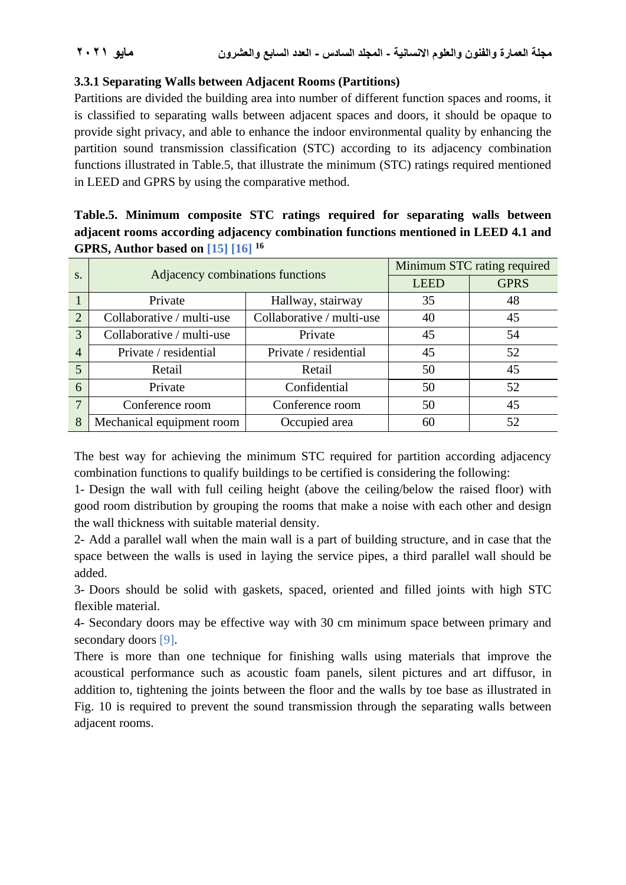### 3.3.1 Separating Walls between Adjacent Rooms (Partitions)

Partitions are divided the building area into number of different function spaces and rooms, it is classified to separating walls between adjacent spaces and doors, it should be opaque to provide sight privacy, and able to enhance the indoor environmental quality by enhancing the partition sound transmission classification (STC) according to its adjacency combination functions illustrated in Table.5, that illustrate the minimum (STC) ratings required mentioned in LEED and GPRS by using the comparative method.

**Table.5. Minimum composite STC ratings required for separating walls between adjacent rooms according adjacency combination functions mentioned in LEED 4.1 and GPRS, Author based on [15] [16] [16]**

| s. | Adjacency combinations functions | | Minimum STC rating required | |
|---|---|---|---|---|
| | | | LEED | GPRS |
| 1 | Private | Hallway, stairway | 35 | 48 |
| 2 | Collaborative / multi-use | Collaborative / multi-use | 40 | 45 |
| 3 | Collaborative / multi-use | Private | 45 | 54 |
| 4 | Private / residential | Private / residential | 45 | 52 |
| 5 | Retail | Retail | 50 | 45 |
| 6 | Private | Confidential | 50 | 52 |
| 7 | Conference room | Conference room | 50 | 45 |
| 8 | Mechanical equipment room | Occupied area | 60 | 52 |

The best way for achieving the minimum STC required for partition according adjacency combination functions to qualify buildings to be certified is considering the following:

1- Design the wall with full ceiling height (above the ceiling/below the raised floor) with good room distribution by grouping the rooms that make a noise with each other and design the wall thickness with suitable material density.

2- Add a parallel wall when the main wall is a part of building structure, and in case that the space between the walls is used in laying the service pipes, a third parallel wall should be added.

3- Doors should be solid with gaskets, spaced, oriented and filled joints with high STC flexible material.

4- Secondary doors may be effective way with 30 cm minimum space between primary and secondary doors [9].

There is more than one technique for finishing walls using materials that improve the acoustical performance such as acoustic foam panels, silent pictures and art diffusor, in addition to, tightening the joints between the floor and the walls by toe base as illustrated in Fig. 10 is required to prevent the sound transmission through the separating walls between adjacent rooms.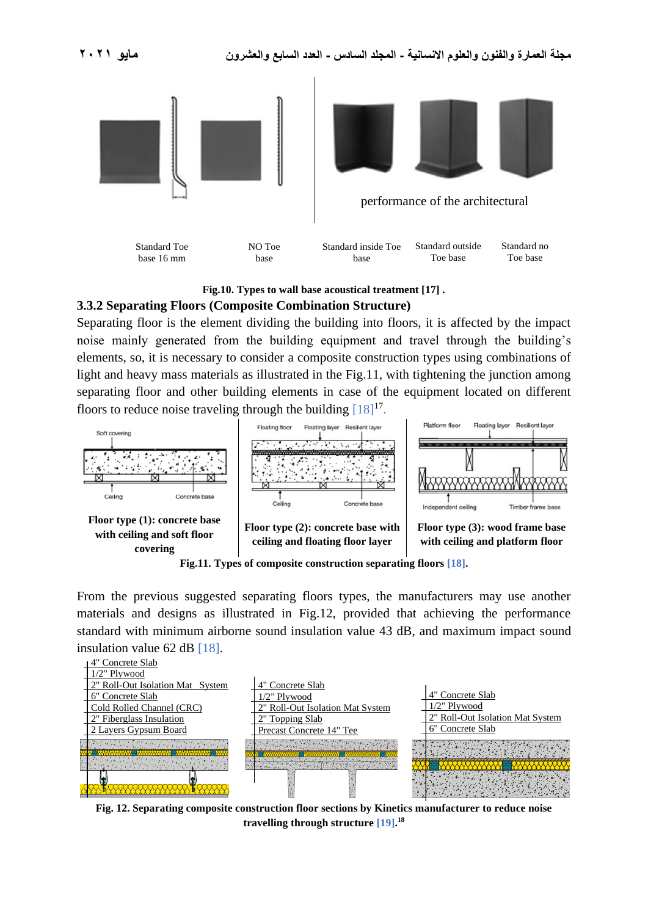performance of the architectural

Standard Toe base 16 mm | NO Toe base | Standard inside Toe base | Standard outside Toe base | Standard no Toe base

**Fig.10. Types to wall base acoustical treatment [17] .**

### 3.3.2 Separating Floors (Composite Combination Structure)

Separating floor is the element dividing the building into floors, it is affected by the impact noise mainly generated from the building equipment and travel through the building's elements, so, it is necessary to consider a composite construction types using combinations of light and heavy mass materials as illustrated in the Fig.11, with tightening the junction among separating floor and other building elements in case of the equipment located on different floors to reduce noise traveling through the building [18][17].

Soft covering, Ceiling, Concrete base

**Floor type (1): concrete base with ceiling and soft floor covering**

Floating floor, Floating layer, Resilient layer, Ceiling, Concrete base

**Floor type (2): concrete base with ceiling and floating floor layer**

Platform floor, Floating layer, Resilient layer, Independent ceiling, Timber frame base

**Floor type (3): wood frame base with ceiling and platform floor**

**Fig.11. Types of composite construction separating floors [18].**

From the previous suggested separating floors types, the manufacturers may use another materials and designs as illustrated in Fig.12, provided that achieving the performance standard with minimum airborne sound insulation value 43 dB, and maximum impact sound insulation value 62 dB [18].

4" Concrete Slab
1/2" Plywood
2" Roll-Out Isolation Mat System
6" Concrete Slab
Cold Rolled Channel (CRC)
2" Fiberglass Insulation
2 Layers Gypsum Board

4" Concrete Slab
1/2" Plywood
2" Roll-Out Isolation Mat System
2" Topping Slab
Precast Concrete 14" Tee

4" Concrete Slab
1/2" Plywood
2" Roll-Out Isolation Mat System
6" Concrete Slab

**Fig. 12. Separating composite construction floor sections by Kinetics manufacturer to reduce noise travelling through structure [19].[18]**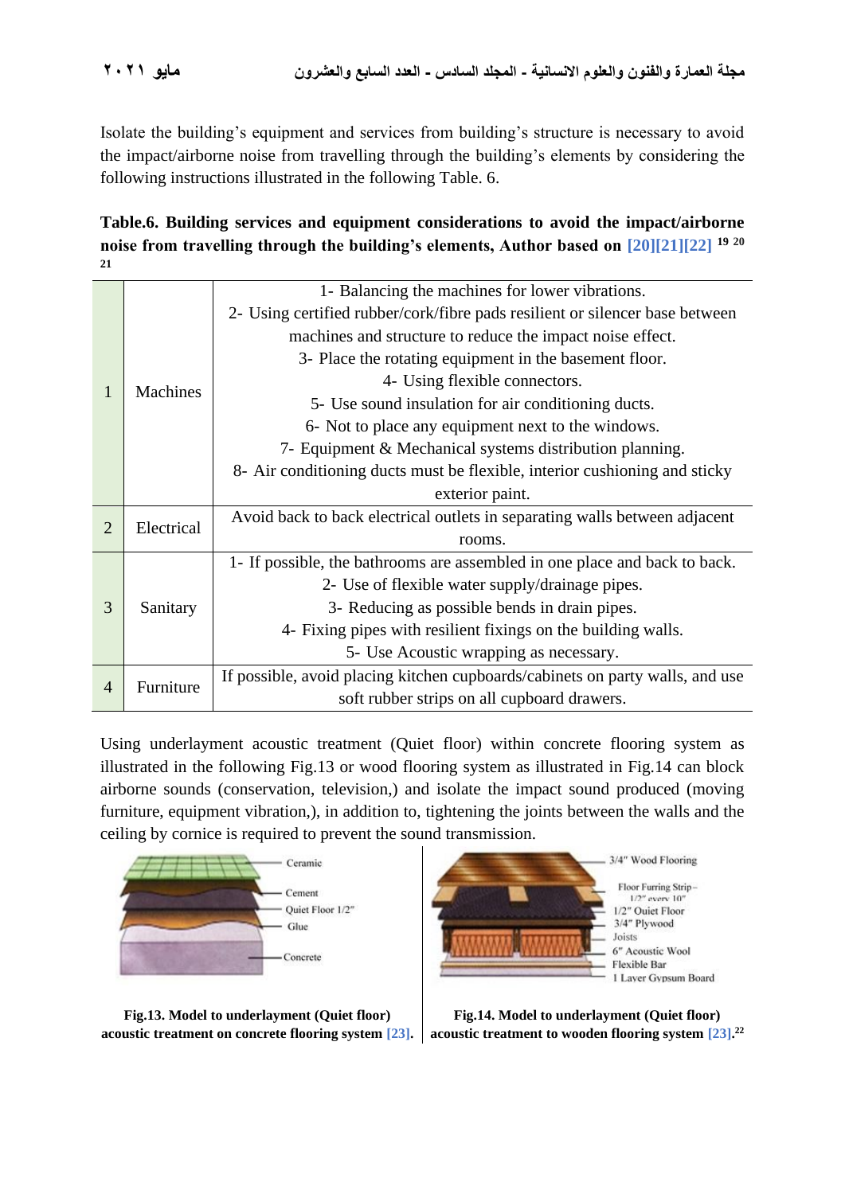Isolate the building's equipment and services from building's structure is necessary to avoid the impact/airborne noise from travelling through the building's elements by considering the following instructions illustrated in the following Table. 6.

**Table.6. Building services and equipment considerations to avoid the impact/airborne noise from travelling through the building's elements, Author based on [20][21][22] [19] [20] [21]**

| | | |
|---|---|---|
| 1 | Machines | 1- Balancing the machines for lower vibrations.<br>2- Using certified rubber/cork/fibre pads resilient or silencer base between machines and structure to reduce the impact noise effect.<br>3- Place the rotating equipment in the basement floor.<br>4- Using flexible connectors.<br>5- Use sound insulation for air conditioning ducts.<br>6- Not to place any equipment next to the windows.<br>7- Equipment & Mechanical systems distribution planning.<br>8- Air conditioning ducts must be flexible, interior cushioning and sticky exterior paint. |
| 2 | Electrical | Avoid back to back electrical outlets in separating walls between adjacent rooms. |
| 3 | Sanitary | 1- If possible, the bathrooms are assembled in one place and back to back.<br>2- Use of flexible water supply/drainage pipes.<br>3- Reducing as possible bends in drain pipes.<br>4- Fixing pipes with resilient fixings on the building walls.<br>5- Use Acoustic wrapping as necessary. |
| 4 | Furniture | If possible, avoid placing kitchen cupboards/cabinets on party walls, and use soft rubber strips on all cupboard drawers. |

Using underlayment acoustic treatment (Quiet floor) within concrete flooring system as illustrated in the following Fig.13 or wood flooring system as illustrated in Fig.14 can block airborne sounds (conservation, television,) and isolate the impact sound produced (moving furniture, equipment vibration,), in addition to, tightening the joints between the walls and the ceiling by cornice is required to prevent the sound transmission.

**Fig.13. Model to underlayment (Quiet floor) acoustic treatment on concrete flooring system [23].**

**Fig.14. Model to underlayment (Quiet floor) acoustic treatment to wooden flooring system [23].[22]**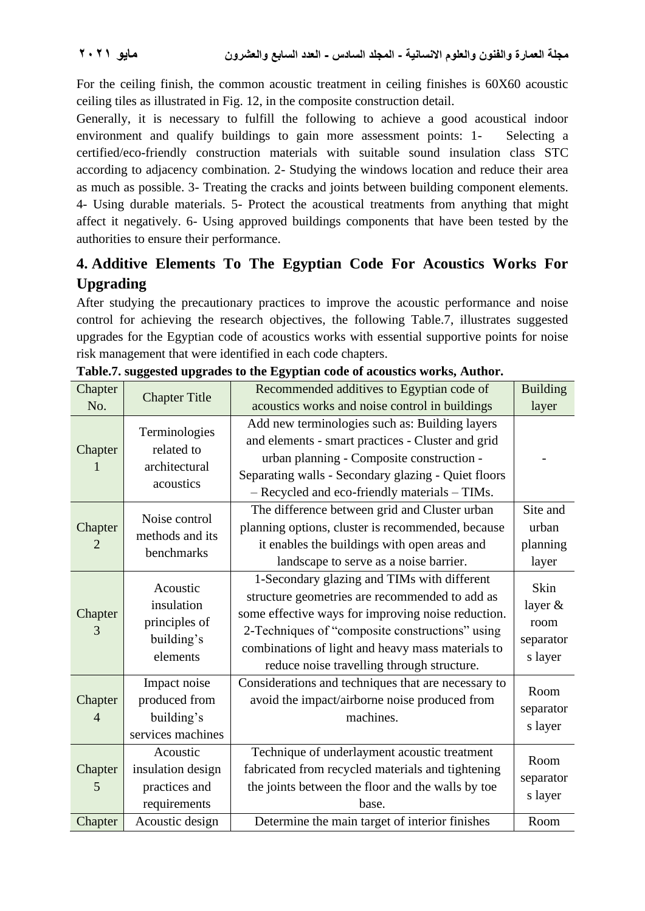For the ceiling finish, the common acoustic treatment in ceiling finishes is 60X60 acoustic ceiling tiles as illustrated in Fig. 12, in the composite construction detail.

Generally, it is necessary to fulfill the following to achieve a good acoustical indoor environment and qualify buildings to gain more assessment points: 1- Selecting a certified/eco-friendly construction materials with suitable sound insulation class STC according to adjacency combination. 2- Studying the windows location and reduce their area as much as possible. 3- Treating the cracks and joints between building component elements. 4- Using durable materials. 5- Protect the acoustical treatments from anything that might affect it negatively. 6- Using approved buildings components that have been tested by the authorities to ensure their performance.

## 4. Additive Elements To The Egyptian Code For Acoustics Works For Upgrading

After studying the precautionary practices to improve the acoustic performance and noise control for achieving the research objectives, the following Table.7, illustrates suggested upgrades for the Egyptian code of acoustics works with essential supportive points for noise risk management that were identified in each code chapters.

**Table.7. suggested upgrades to the Egyptian code of acoustics works, Author.**

| Chapter No. | Chapter Title | Recommended additives to Egyptian code of acoustics works and noise control in buildings | Building layer |
|---|---|---|---|
| Chapter 1 | Terminologies related to architectural acoustics | Add new terminologies such as: Building layers and elements - smart practices - Cluster and grid urban planning - Composite construction - Separating walls - Secondary glazing - Quiet floors – Recycled and eco-friendly materials – TIMs. | - |
| Chapter 2 | Noise control methods and its benchmarks | The difference between grid and Cluster urban planning options, cluster is recommended, because it enables the buildings with open areas and landscape to serve as a noise barrier. | Site and urban planning layer |
| Chapter 3 | Acoustic insulation principles of building's elements | 1-Secondary glazing and TIMs with different structure geometries are recommended to add as some effective ways for improving noise reduction. 2-Techniques of "composite constructions" using combinations of light and heavy mass materials to reduce noise travelling through structure. | Skin layer & room separators layer |
| Chapter 4 | Impact noise produced from building's services machines | Considerations and techniques that are necessary to avoid the impact/airborne noise produced from machines. | Room separators layer |
| Chapter 5 | Acoustic insulation design practices and requirements | Technique of underlayment acoustic treatment fabricated from recycled materials and tightening the joints between the floor and the walls by toe base. | Room separators layer |
| Chapter | Acoustic design | Determine the main target of interior finishes | Room |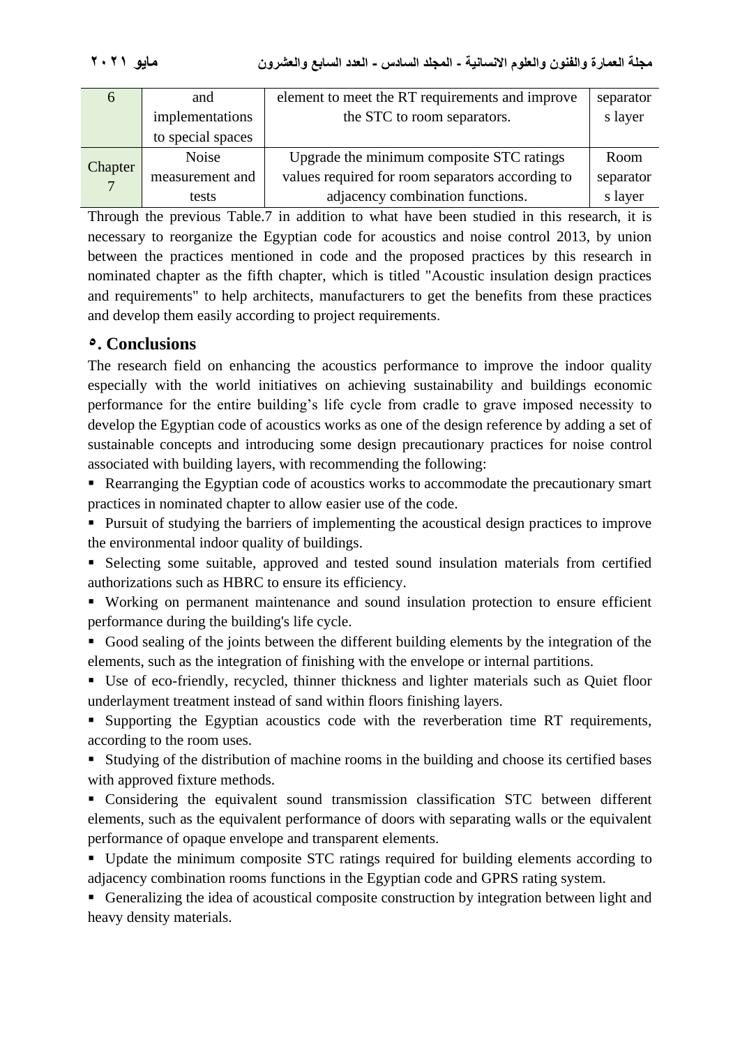| 6 | and implementations to special spaces | element to meet the RT requirements and improve the STC to room separators. | separators layer |
|---|---|---|---|
| Chapter 7 | Noise measurement and tests | Upgrade the minimum composite STC ratings values required for room separators according to adjacency combination functions. | Room separators layer |

Through the previous Table.7 in addition to what have been studied in this research, it is necessary to reorganize the Egyptian code for acoustics and noise control 2013, by union between the practices mentioned in code and the proposed practices by this research in nominated chapter as the fifth chapter, which is titled "Acoustic insulation design practices and requirements" to help architects, manufacturers to get the benefits from these practices and develop them easily according to project requirements.

## ٥. Conclusions

The research field on enhancing the acoustics performance to improve the indoor quality especially with the world initiatives on achieving sustainability and buildings economic performance for the entire building's life cycle from cradle to grave imposed necessity to develop the Egyptian code of acoustics works as one of the design reference by adding a set of sustainable concepts and introducing some design precautionary practices for noise control associated with building layers, with recommending the following:

- Rearranging the Egyptian code of acoustics works to accommodate the precautionary smart practices in nominated chapter to allow easier use of the code.
- Pursuit of studying the barriers of implementing the acoustical design practices to improve the environmental indoor quality of buildings.
- Selecting some suitable, approved and tested sound insulation materials from certified authorizations such as HBRC to ensure its efficiency.
- Working on permanent maintenance and sound insulation protection to ensure efficient performance during the building's life cycle.
- Good sealing of the joints between the different building elements by the integration of the elements, such as the integration of finishing with the envelope or internal partitions.
- Use of eco-friendly, recycled, thinner thickness and lighter materials such as Quiet floor underlayment treatment instead of sand within floors finishing layers.
- Supporting the Egyptian acoustics code with the reverberation time RT requirements, according to the room uses.
- Studying of the distribution of machine rooms in the building and choose its certified bases with approved fixture methods.
- Considering the equivalent sound transmission classification STC between different elements, such as the equivalent performance of doors with separating walls or the equivalent performance of opaque envelope and transparent elements.
- Update the minimum composite STC ratings required for building elements according to adjacency combination rooms functions in the Egyptian code and GPRS rating system.
- Generalizing the idea of acoustical composite construction by integration between light and heavy density materials.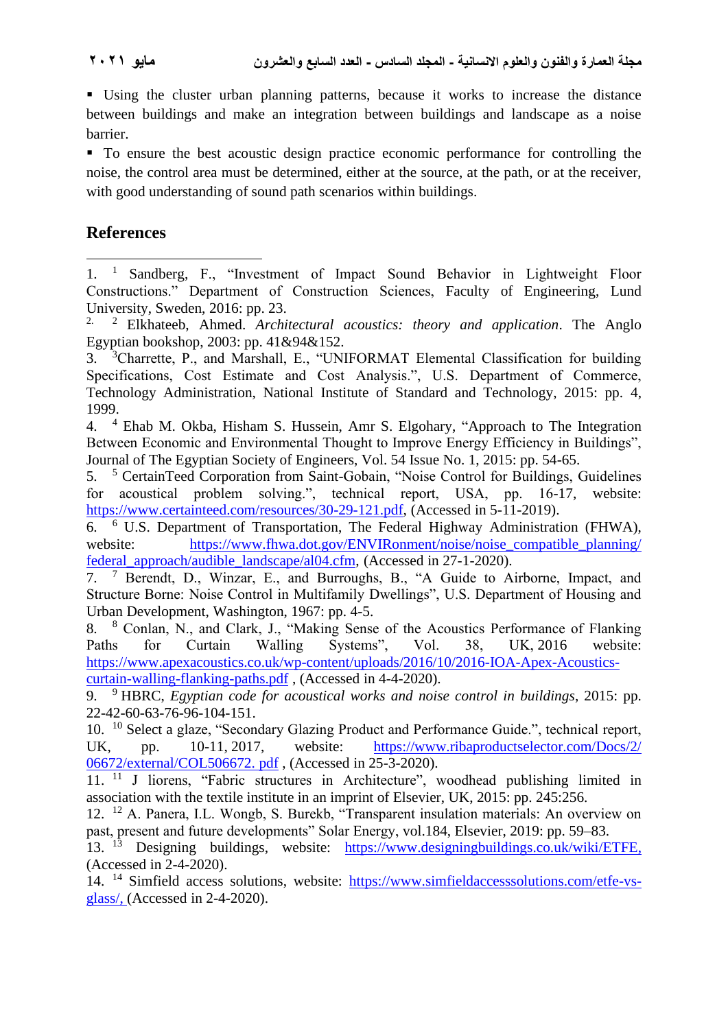- Using the cluster urban planning patterns, because it works to increase the distance between buildings and make an integration between buildings and landscape as a noise barrier.
- To ensure the best acoustic design practice economic performance for controlling the noise, the control area must be determined, either at the source, at the path, or at the receiver, with good understanding of sound path scenarios within buildings.

## References

1. [1] Sandberg, F., "Investment of Impact Sound Behavior in Lightweight Floor Constructions." Department of Construction Sciences, Faculty of Engineering, Lund University, Sweden, 2016: pp. 23.
2. [2] Elkhateeb, Ahmed. *Architectural acoustics: theory and application*. The Anglo Egyptian bookshop, 2003: pp. 41&94&152.
3. [3]Charrette, P., and Marshall, E., "UNIFORMAT Elemental Classification for building Specifications, Cost Estimate and Cost Analysis.", U.S. Department of Commerce, Technology Administration, National Institute of Standard and Technology, 2015: pp. 4, 1999.
4. [4] Ehab M. Okba, Hisham S. Hussein, Amr S. Elgohary, "Approach to The Integration Between Economic and Environmental Thought to Improve Energy Efficiency in Buildings", Journal of The Egyptian Society of Engineers, Vol. 54 Issue No. 1, 2015: pp. 54-65.
5. [5] CertainTeed Corporation from Saint-Gobain, "Noise Control for Buildings, Guidelines for acoustical problem solving.", technical report, USA, pp. 16-17, website: https://www.certainteed.com/resources/30-29-121.pdf, (Accessed in 5-11-2019).
6. [6] U.S. Department of Transportation, The Federal Highway Administration (FHWA), website: https://www.fhwa.dot.gov/ENVIRonment/noise/noise_compatible_planning/federal_approach/audible_landscape/al04.cfm, (Accessed in 27-1-2020).
7. [7] Berendt, D., Winzar, E., and Burroughs, B., "A Guide to Airborne, Impact, and Structure Borne: Noise Control in Multifamily Dwellings", U.S. Department of Housing and Urban Development, Washington, 1967: pp. 4-5.
8. [8] Conlan, N., and Clark, J., "Making Sense of the Acoustics Performance of Flanking Paths for Curtain Walling Systems", Vol. 38, UK, 2016 website: https://www.apexacoustics.co.uk/wp-content/uploads/2016/10/2016-IOA-Apex-Acoustics-curtain-walling-flanking-paths.pdf , (Accessed in 4-4-2020).
9. [9] HBRC, *Egyptian code for acoustical works and noise control in buildings*, 2015: pp. 22-42-60-63-76-96-104-151.
10. [10] Select a glaze, "Secondary Glazing Product and Performance Guide.", technical report, UK, pp. 10-11, 2017, website: https://www.ribaproductselector.com/Docs/2/06672/external/COL506672. pdf , (Accessed in 25-3-2020).
11. [11] J liorens, "Fabric structures in Architecture", woodhead publishing limited in association with the textile institute in an imprint of Elsevier, UK, 2015: pp. 245:256.
12. [12] A. Panera, I.L. Wongb, S. Burekb, "Transparent insulation materials: An overview on past, present and future developments" Solar Energy, vol.184, Elsevier, 2019: pp. 59–83.
13. [13] Designing buildings, website: https://www.designingbuildings.co.uk/wiki/ETFE, (Accessed in 2-4-2020).
14. [14] Simfield access solutions, website: https://www.simfieldaccesssolutions.com/etfe-vs-glass/, (Accessed in 2-4-2020).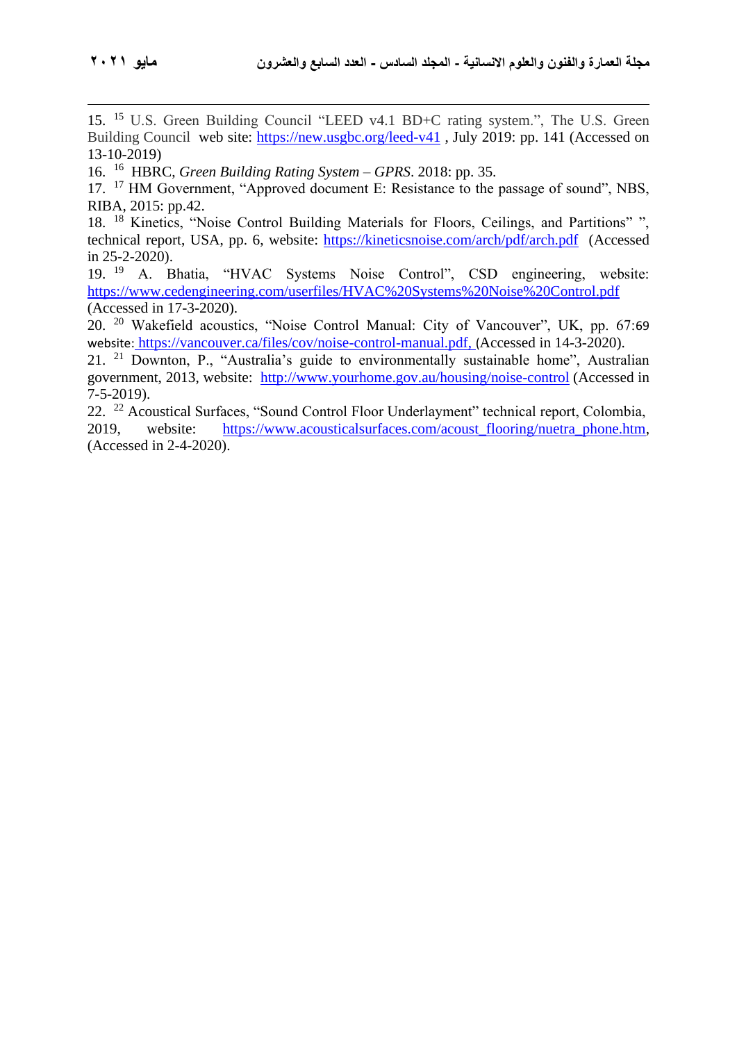15. [15] U.S. Green Building Council "LEED v4.1 BD+C rating system.", The U.S. Green Building Council web site: https://new.usgbc.org/leed-v41 , July 2019: pp. 141 (Accessed on 13-10-2019)

16. [16] HBRC, *Green Building Rating System – GPRS*. 2018: pp. 35.

17. [17] HM Government, "Approved document E: Resistance to the passage of sound", NBS, RIBA, 2015: pp.42.

18. [18] Kinetics, "Noise Control Building Materials for Floors, Ceilings, and Partitions" ", technical report, USA, pp. 6, website: https://kineticsnoise.com/arch/pdf/arch.pdf (Accessed in 25-2-2020).

19. [19] A. Bhatia, "HVAC Systems Noise Control", CSD engineering, website: https://www.cedengineering.com/userfiles/HVAC%20Systems%20Noise%20Control.pdf (Accessed in 17-3-2020).

20. [20] Wakefield acoustics, "Noise Control Manual: City of Vancouver", UK, pp. 67:69 website: https://vancouver.ca/files/cov/noise-control-manual.pdf, (Accessed in 14-3-2020).

21. [21] Downton, P., "Australia's guide to environmentally sustainable home", Australian government, 2013, website: http://www.yourhome.gov.au/housing/noise-control (Accessed in 7-5-2019).

22. [22] Acoustical Surfaces, "Sound Control Floor Underlayment" technical report, Colombia, 2019, website: https://www.acousticalsurfaces.com/acoust_flooring/nuetra_phone.htm, (Accessed in 2-4-2020).